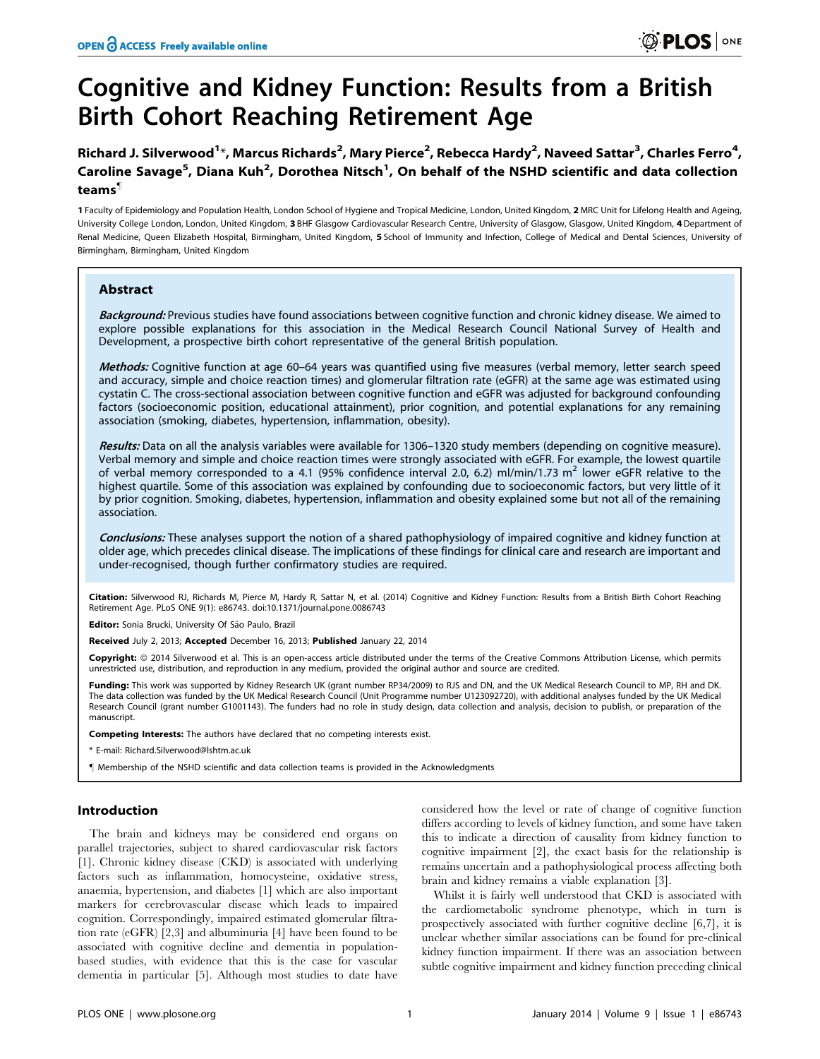# Cognitive and Kidney Function: Results from a British Birth Cohort Reaching Retirement Age

**Richard J. Silverwood[1]*, Marcus Richards[2], Mary Pierce[2], Rebecca Hardy[2], Naveed Sattar[3], Charles Ferro[4], Caroline Savage[5], Diana Kuh[2], Dorothea Nitsch[1], On behalf of the NSHD scientific and data collection teams[¶]**

1 Faculty of Epidemiology and Population Health, London School of Hygiene and Tropical Medicine, London, United Kingdom, 2 MRC Unit for Lifelong Health and Ageing, University College London, London, United Kingdom, 3 BHF Glasgow Cardiovascular Research Centre, University of Glasgow, Glasgow, United Kingdom, 4 Department of Renal Medicine, Queen Elizabeth Hospital, Birmingham, United Kingdom, 5 School of Immunity and Infection, College of Medical and Dental Sciences, University of Birmingham, Birmingham, United Kingdom

## Abstract

***Background:*** Previous studies have found associations between cognitive function and chronic kidney disease. We aimed to explore possible explanations for this association in the Medical Research Council National Survey of Health and Development, a prospective birth cohort representative of the general British population.

***Methods:*** Cognitive function at age 60–64 years was quantified using five measures (verbal memory, letter search speed and accuracy, simple and choice reaction times) and glomerular filtration rate (eGFR) at the same age was estimated using cystatin C. The cross-sectional association between cognitive function and eGFR was adjusted for background confounding factors (socioeconomic position, educational attainment), prior cognition, and potential explanations for any remaining association (smoking, diabetes, hypertension, inflammation, obesity).

***Results:*** Data on all the analysis variables were available for 1306–1320 study members (depending on cognitive measure). Verbal memory and simple and choice reaction times were strongly associated with eGFR. For example, the lowest quartile of verbal memory corresponded to a 4.1 (95% confidence interval 2.0, 6.2) ml/min/1.73 $m^2$ lower eGFR relative to the highest quartile. Some of this association was explained by confounding due to socioeconomic factors, but very little of it by prior cognition. Smoking, diabetes, hypertension, inflammation and obesity explained some but not all of the remaining association.

***Conclusions:*** These analyses support the notion of a shared pathophysiology of impaired cognitive and kidney function at older age, which precedes clinical disease. The implications of these findings for clinical care and research are important and under-recognised, though further confirmatory studies are required.

**Citation:** Silverwood RJ, Richards M, Pierce M, Hardy R, Sattar N, et al. (2014) Cognitive and Kidney Function: Results from a British Birth Cohort Reaching Retirement Age. PLoS ONE 9(1): e86743. doi:10.1371/journal.pone.0086743

**Editor:** Sonia Brucki, University Of São Paulo, Brazil

**Received** July 2, 2013; **Accepted** December 16, 2013; **Published** January 22, 2014

**Copyright:** © 2014 Silverwood et al. This is an open-access article distributed under the terms of the Creative Commons Attribution License, which permits unrestricted use, distribution, and reproduction in any medium, provided the original author and source are credited.

**Funding:** This work was supported by Kidney Research UK (grant number RP34/2009) to RJS and DN, and the UK Medical Research Council to MP, RH and DK. The data collection was funded by the UK Medical Research Council (Unit Programme number U123092720), with additional analyses funded by the UK Medical Research Council (grant number G1001143). The funders had no role in study design, data collection and analysis, decision to publish, or preparation of the manuscript.

**Competing Interests:** The authors have declared that no competing interests exist.

\* E-mail: Richard.Silverwood@lshtm.ac.uk

¶ Membership of the NSHD scientific and data collection teams is provided in the Acknowledgments

## Introduction

The brain and kidneys may be considered end organs on parallel trajectories, subject to shared cardiovascular risk factors [1]. Chronic kidney disease (CKD) is associated with underlying factors such as inflammation, homocysteine, oxidative stress, anaemia, hypertension, and diabetes [1] which are also important markers for cerebrovascular disease which leads to impaired cognition. Correspondingly, impaired estimated glomerular filtration rate (eGFR) [2,3] and albuminuria [4] have been found to be associated with cognitive decline and dementia in population-based studies, with evidence that this is the case for vascular dementia in particular [5]. Although most studies to date have considered how the level or rate of change of cognitive function differs according to levels of kidney function, and some have taken this to indicate a direction of causality from kidney function to cognitive impairment [2], the exact basis for the relationship is remains uncertain and a pathophysiological process affecting both brain and kidney remains a viable explanation [3].

Whilst it is fairly well understood that CKD is associated with the cardiometabolic syndrome phenotype, which in turn is prospectively associated with further cognitive decline [6,7], it is unclear whether similar associations can be found for pre-clinical kidney function impairment. If there was an association between subtle cognitive impairment and kidney function preceding clinical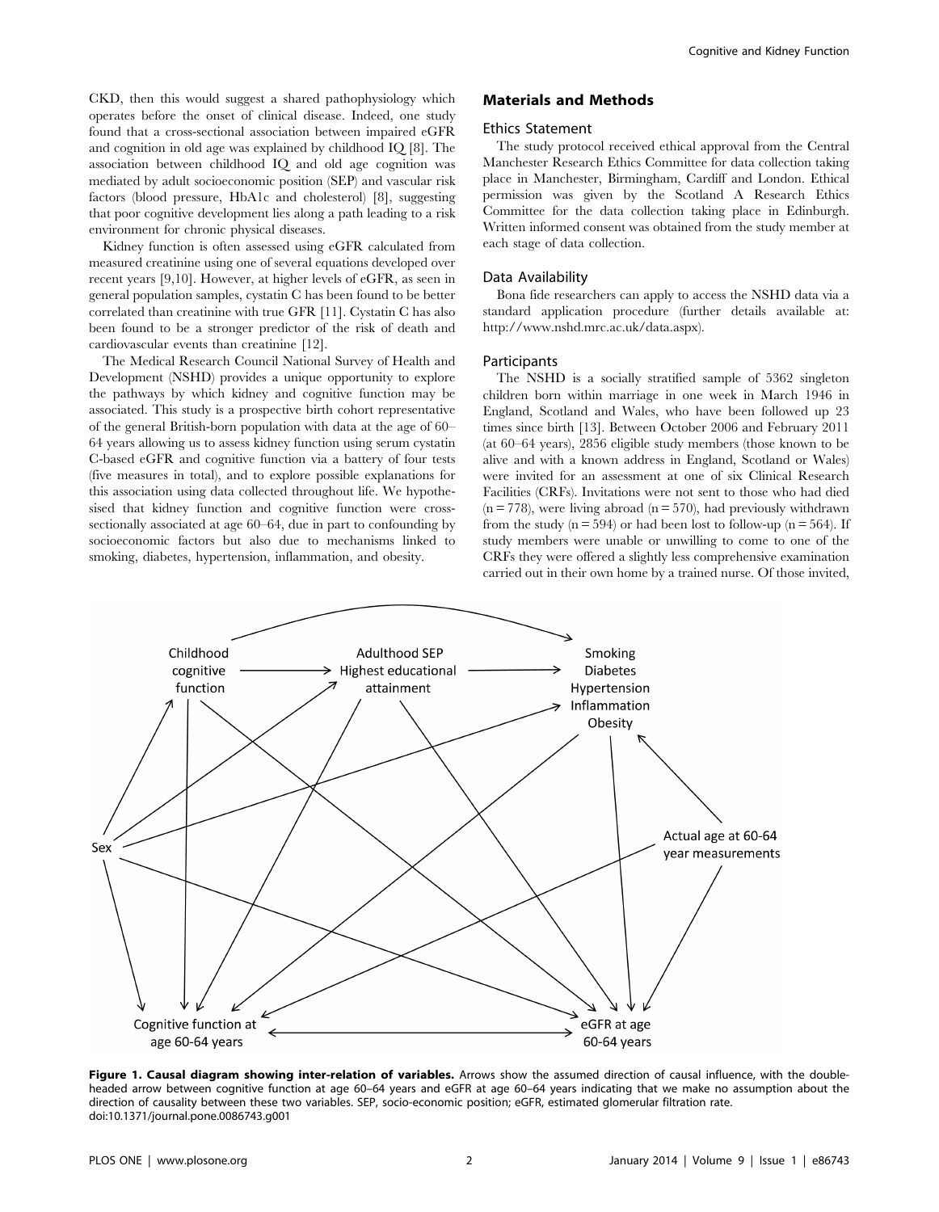CKD, then this would suggest a shared pathophysiology which operates before the onset of clinical disease. Indeed, one study found that a cross-sectional association between impaired eGFR and cognition in old age was explained by childhood IQ [8]. The association between childhood IQ and old age cognition was mediated by adult socioeconomic position (SEP) and vascular risk factors (blood pressure, HbA1c and cholesterol) [8], suggesting that poor cognitive development lies along a path leading to a risk environment for chronic physical diseases.

Kidney function is often assessed using eGFR calculated from measured creatinine using one of several equations developed over recent years [9,10]. However, at higher levels of eGFR, as seen in general population samples, cystatin C has been found to be better correlated than creatinine with true GFR [11]. Cystatin C has also been found to be a stronger predictor of the risk of death and cardiovascular events than creatinine [12].

The Medical Research Council National Survey of Health and Development (NSHD) provides a unique opportunity to explore the pathways by which kidney and cognitive function may be associated. This study is a prospective birth cohort representative of the general British-born population with data at the age of 60–64 years allowing us to assess kidney function using serum cystatin C-based eGFR and cognitive function via a battery of four tests (five measures in total), and to explore possible explanations for this association using data collected throughout life. We hypothesised that kidney function and cognitive function were cross-sectionally associated at age 60–64, due in part to confounding by socioeconomic factors but also due to mechanisms linked to smoking, diabetes, hypertension, inflammation, and obesity.

## Materials and Methods

### Ethics Statement

The study protocol received ethical approval from the Central Manchester Research Ethics Committee for data collection taking place in Manchester, Birmingham, Cardiff and London. Ethical permission was given by the Scotland A Research Ethics Committee for the data collection taking place in Edinburgh. Written informed consent was obtained from the study member at each stage of data collection.

### Data Availability

Bona fide researchers can apply to access the NSHD data via a standard application procedure (further details available at: http://www.nshd.mrc.ac.uk/data.aspx).

### Participants

The NSHD is a socially stratified sample of 5362 singleton children born within marriage in one week in March 1946 in England, Scotland and Wales, who have been followed up 23 times since birth [13]. Between October 2006 and February 2011 (at 60–64 years), 2856 eligible study members (those known to be alive and with a known address in England, Scotland or Wales) were invited for an assessment at one of six Clinical Research Facilities (CRFs). Invitations were not sent to those who had died (n = 778), were living abroad (n = 570), had previously withdrawn from the study (n = 594) or had been lost to follow-up (n = 564). If study members were unable or unwilling to come to one of the CRFs they were offered a slightly less comprehensive examination carried out in their own home by a trained nurse. Of those invited,

**Figure 1. Causal diagram showing inter-relation of variables.** Arrows show the assumed direction of causal influence, with the double-headed arrow between cognitive function at age 60–64 years and eGFR at age 60–64 years indicating that we make no assumption about the direction of causality between these two variables. SEP, socio-economic position; eGFR, estimated glomerular filtration rate.
doi:10.1371/journal.pone.0086743.g001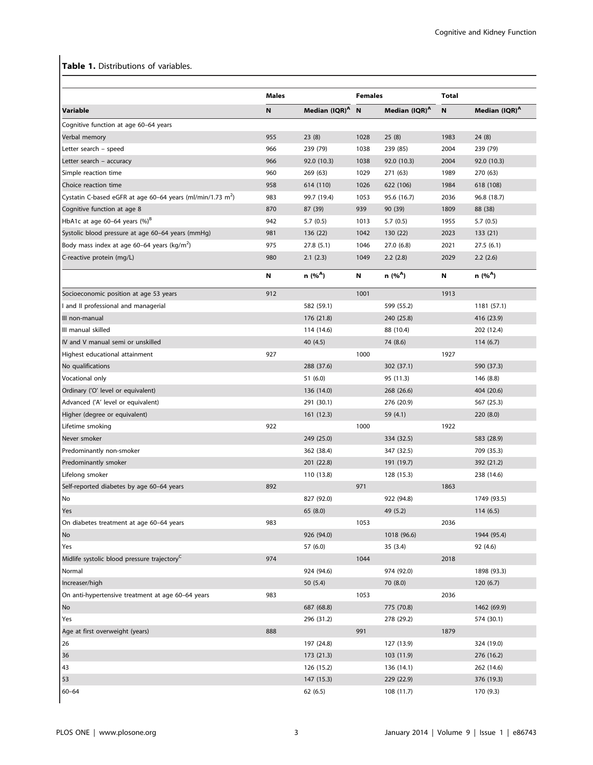**Table 1.** Distributions of variables.

| | Males | | Females | | Total | |
|---|---|---|---|---|---|---|
| **Variable** | **N** | **Median (IQR)[A]** | **N** | **Median (IQR)[A]** | **N** | **Median (IQR)[A]** |
| Cognitive function at age 60–64 years | | | | | | |
| Verbal memory | 955 | 23 (8) | 1028 | 25 (8) | 1983 | 24 (8) |
| Letter search – speed | 966 | 239 (79) | 1038 | 239 (85) | 2004 | 239 (79) |
| Letter search – accuracy | 966 | 92.0 (10.3) | 1038 | 92.0 (10.3) | 2004 | 92.0 (10.3) |
| Simple reaction time | 960 | 269 (63) | 1029 | 271 (63) | 1989 | 270 (63) |
| Choice reaction time | 958 | 614 (110) | 1026 | 622 (106) | 1984 | 618 (108) |
| Cystatin C-based eGFR at age 60–64 years (ml/min/1.73 $m^2$) | 983 | 99.7 (19.4) | 1053 | 95.6 (16.7) | 2036 | 96.8 (18.7) |
| Cognitive function at age 8 | 870 | 87 (39) | 939 | 90 (39) | 1809 | 88 (38) |
| HbA1c at age 60–64 years (%)[B] | 942 | 5.7 (0.5) | 1013 | 5.7 (0.5) | 1955 | 5.7 (0.5) |
| Systolic blood pressure at age 60–64 years (mmHg) | 981 | 136 (22) | 1042 | 130 (22) | 2023 | 133 (21) |
| Body mass index at age 60–64 years (kg/$m^2$) | 975 | 27.8 (5.1) | 1046 | 27.0 (6.8) | 2021 | 27.5 (6.1) |
| C-reactive protein (mg/L) | 980 | 2.1 (2.3) | 1049 | 2.2 (2.8) | 2029 | 2.2 (2.6) |
| | **N** | **n (%[A])** | **N** | **n (%[A])** | **N** | **n (%[A])** |
| Socioeconomic position at age 53 years | 912 | | 1001 | | 1913 | |
| I and II professional and managerial | | 582 (59.1) | | 599 (55.2) | | 1181 (57.1) |
| III non-manual | | 176 (21.8) | | 240 (25.8) | | 416 (23.9) |
| III manual skilled | | 114 (14.6) | | 88 (10.4) | | 202 (12.4) |
| IV and V manual semi or unskilled | | 40 (4.5) | | 74 (8.6) | | 114 (6.7) |
| Highest educational attainment | 927 | | 1000 | | 1927 | |
| No qualifications | | 288 (37.6) | | 302 (37.1) | | 590 (37.3) |
| Vocational only | | 51 (6.0) | | 95 (11.3) | | 146 (8.8) |
| Ordinary ('O' level or equivalent) | | 136 (14.0) | | 268 (26.6) | | 404 (20.6) |
| Advanced ('A' level or equivalent) | | 291 (30.1) | | 276 (20.9) | | 567 (25.3) |
| Higher (degree or equivalent) | | 161 (12.3) | | 59 (4.1) | | 220 (8.0) |
| Lifetime smoking | 922 | | 1000 | | 1922 | |
| Never smoker | | 249 (25.0) | | 334 (32.5) | | 583 (28.9) |
| Predominantly non-smoker | | 362 (38.4) | | 347 (32.5) | | 709 (35.3) |
| Predominantly smoker | | 201 (22.8) | | 191 (19.7) | | 392 (21.2) |
| Lifelong smoker | | 110 (13.8) | | 128 (15.3) | | 238 (14.6) |
| Self-reported diabetes by age 60–64 years | 892 | | 971 | | 1863 | |
| No | | 827 (92.0) | | 922 (94.8) | | 1749 (93.5) |
| Yes | | 65 (8.0) | | 49 (5.2) | | 114 (6.5) |
| On diabetes treatment at age 60–64 years | 983 | | 1053 | | 2036 | |
| No | | 926 (94.0) | | 1018 (96.6) | | 1944 (95.4) |
| Yes | | 57 (6.0) | | 35 (3.4) | | 92 (4.6) |
| Midlife systolic blood pressure trajectory[C] | 974 | | 1044 | | 2018 | |
| Normal | | 924 (94.6) | | 974 (92.0) | | 1898 (93.3) |
| Increaser/high | | 50 (5.4) | | 70 (8.0) | | 120 (6.7) |
| On anti-hypertensive treatment at age 60–64 years | 983 | | 1053 | | 2036 | |
| No | | 687 (68.8) | | 775 (70.8) | | 1462 (69.9) |
| Yes | | 296 (31.2) | | 278 (29.2) | | 574 (30.1) |
| Age at first overweight (years) | 888 | | 991 | | 1879 | |
| 26 | | 197 (24.8) | | 127 (13.9) | | 324 (19.0) |
| 36 | | 173 (21.3) | | 103 (11.9) | | 276 (16.2) |
| 43 | | 126 (15.2) | | 136 (14.1) | | 262 (14.6) |
| 53 | | 147 (15.3) | | 229 (22.9) | | 376 (19.3) |
| 60–64 | | 62 (6.5) | | 108 (11.7) | | 170 (9.3) |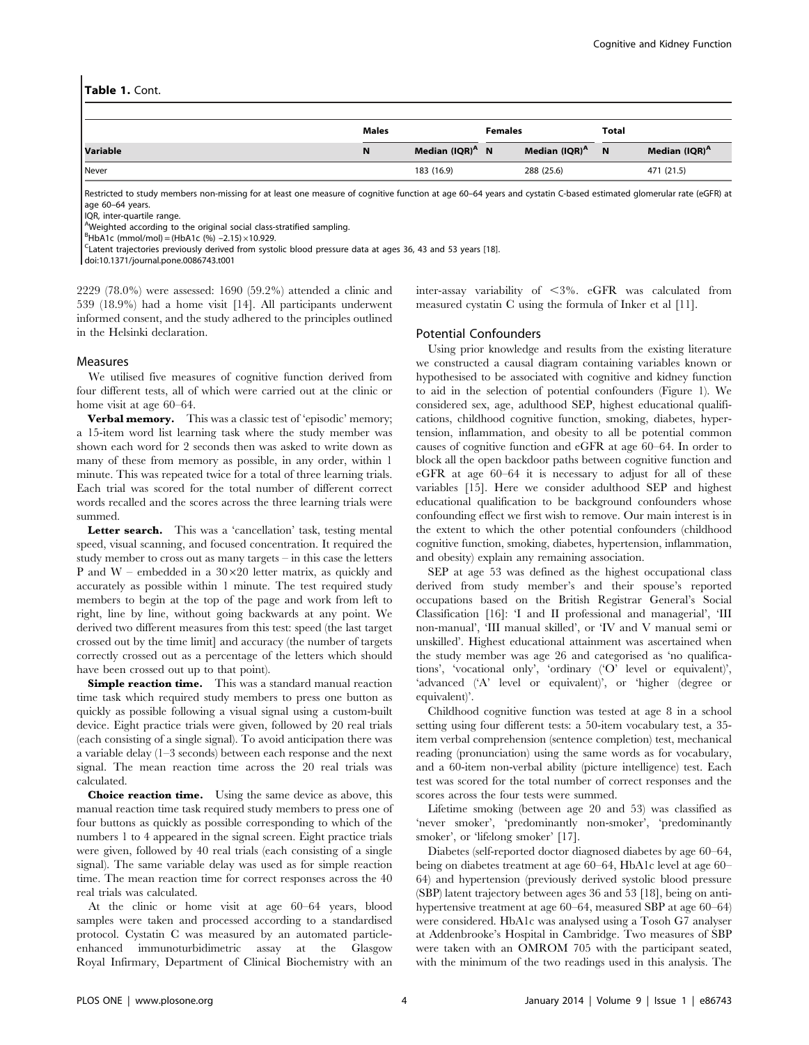**Table 1.** Cont.

| | Males | | Females | | Total | |
|---|---|---|---|---|---|---|
| **Variable** | **N** | **Median (IQR)[A]** | **N** | **Median (IQR)[A]** | **N** | **Median (IQR)[A]** |
| Never | | 183 (16.9) | | 288 (25.6) | | 471 (21.5) |

Restricted to study members non-missing for at least one measure of cognitive function at age 60–64 years and cystatin C-based estimated glomerular rate (eGFR) at age 60–64 years.

IQR, inter-quartile range.

[A]Weighted according to the original social class-stratified sampling.

[B]HbA1c (mmol/mol) = (HbA1c (%) −2.15) × 10.929.

[C]Latent trajectories previously derived from systolic blood pressure data at ages 36, 43 and 53 years [18].

doi:10.1371/journal.pone.0086743.t001

2229 (78.0%) were assessed: 1690 (59.2%) attended a clinic and 539 (18.9%) had a home visit [14]. All participants underwent informed consent, and the study adhered to the principles outlined in the Helsinki declaration.

### Measures

We utilised five measures of cognitive function derived from four different tests, all of which were carried out at the clinic or home visit at age 60–64.

**Verbal memory.** This was a classic test of 'episodic' memory; a 15-item word list learning task where the study member was shown each word for 2 seconds then was asked to write down as many of these from memory as possible, in any order, within 1 minute. This was repeated twice for a total of three learning trials. Each trial was scored for the total number of different correct words recalled and the scores across the three learning trials were summed.

**Letter search.** This was a 'cancellation' task, testing mental speed, visual scanning, and focused concentration. It required the study member to cross out as many targets – in this case the letters P and W – embedded in a 30×20 letter matrix, as quickly and accurately as possible within 1 minute. The test required study members to begin at the top of the page and work from left to right, line by line, without going backwards at any point. We derived two different measures from this test: speed (the last target crossed out by the time limit] and accuracy (the number of targets correctly crossed out as a percentage of the letters which should have been crossed out up to that point).

**Simple reaction time.** This was a standard manual reaction time task which required study members to press one button as quickly as possible following a visual signal using a custom-built device. Eight practice trials were given, followed by 20 real trials (each consisting of a single signal). To avoid anticipation there was a variable delay (1–3 seconds) between each response and the next signal. The mean reaction time across the 20 real trials was calculated.

**Choice reaction time.** Using the same device as above, this manual reaction time task required study members to press one of four buttons as quickly as possible corresponding to which of the numbers 1 to 4 appeared in the signal screen. Eight practice trials were given, followed by 40 real trials (each consisting of a single signal). The same variable delay was used as for simple reaction time. The mean reaction time for correct responses across the 40 real trials was calculated.

At the clinic or home visit at age 60–64 years, blood samples were taken and processed according to a standardised protocol. Cystatin C was measured by an automated particle-enhanced immunoturbidimetric assay at the Glasgow Royal Infirmary, Department of Clinical Biochemistry with an inter-assay variability of <3%. eGFR was calculated from measured cystatin C using the formula of Inker et al [11].

### Potential Confounders

Using prior knowledge and results from the existing literature we constructed a causal diagram containing variables known or hypothesised to be associated with cognitive and kidney function to aid in the selection of potential confounders (Figure 1). We considered sex, age, adulthood SEP, highest educational qualifications, childhood cognitive function, smoking, diabetes, hypertension, inflammation, and obesity to all be potential common causes of cognitive function and eGFR at age 60–64. In order to block all the open backdoor paths between cognitive function and eGFR at age 60–64 it is necessary to adjust for all of these variables [15]. Here we consider adulthood SEP and highest educational qualification to be background confounders whose confounding effect we first wish to remove. Our main interest is in the extent to which the other potential confounders (childhood cognitive function, smoking, diabetes, hypertension, inflammation, and obesity) explain any remaining association.

SEP at age 53 was defined as the highest occupational class derived from study member's and their spouse's reported occupations based on the British Registrar General's Social Classification [16]: 'I and II professional and managerial', 'III non-manual', 'III manual skilled', or 'IV and V manual semi or unskilled'. Highest educational attainment was ascertained when the study member was age 26 and categorised as 'no qualifications', 'vocational only', 'ordinary ('O' level or equivalent)', 'advanced ('A' level or equivalent)', or 'higher (degree or equivalent)'.

Childhood cognitive function was tested at age 8 in a school setting using four different tests: a 50-item vocabulary test, a 35-item verbal comprehension (sentence completion) test, mechanical reading (pronunciation) using the same words as for vocabulary, and a 60-item non-verbal ability (picture intelligence) test. Each test was scored for the total number of correct responses and the scores across the four tests were summed.

Lifetime smoking (between age 20 and 53) was classified as 'never smoker', 'predominantly non-smoker', 'predominantly smoker', or 'lifelong smoker' [17].

Diabetes (self-reported doctor diagnosed diabetes by age 60–64, being on diabetes treatment at age 60–64, HbA1c level at age 60–64) and hypertension (previously derived systolic blood pressure (SBP) latent trajectory between ages 36 and 53 [18], being on anti-hypertensive treatment at age 60–64, measured SBP at age 60–64) were considered. HbA1c was analysed using a Tosoh G7 analyser at Addenbrooke's Hospital in Cambridge. Two measures of SBP were taken with an OMROM 705 with the participant seated, with the minimum of the two readings used in this analysis. The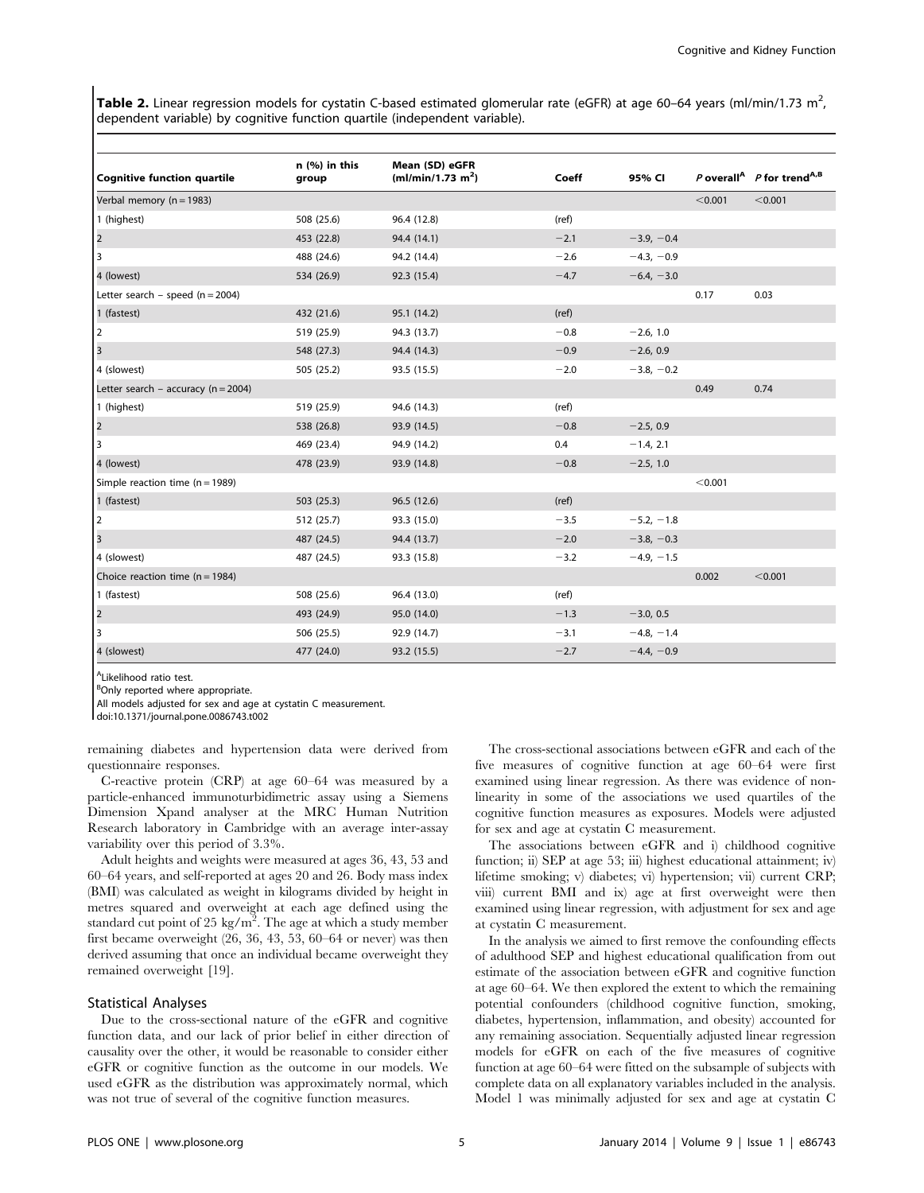**Table 2.** Linear regression models for cystatin C-based estimated glomerular rate (eGFR) at age 60–64 years (ml/min/1.73 m$^2$, dependent variable) by cognitive function quartile (independent variable).

| Cognitive function quartile | n (%) in this group | Mean (SD) eGFR (ml/min/1.73 m$^2$) | Coeff | 95% CI | *P* overall[A] | *P* for trend[A,B] |
|---|---|---|---|---|---|---|
| Verbal memory (n = 1983) | | | | | <0.001 | <0.001 |
| 1 (highest) | 508 (25.6) | 96.4 (12.8) | (ref) | | | |
| 2 | 453 (22.8) | 94.4 (14.1) | −2.1 | −3.9, −0.4 | | |
| 3 | 488 (24.6) | 94.2 (14.4) | −2.6 | −4.3, −0.9 | | |
| 4 (lowest) | 534 (26.9) | 92.3 (15.4) | −4.7 | −6.4, −3.0 | | |
| Letter search – speed (n = 2004) | | | | | 0.17 | 0.03 |
| 1 (fastest) | 432 (21.6) | 95.1 (14.2) | (ref) | | | |
| 2 | 519 (25.9) | 94.3 (13.7) | −0.8 | −2.6, 1.0 | | |
| 3 | 548 (27.3) | 94.4 (14.3) | −0.9 | −2.6, 0.9 | | |
| 4 (slowest) | 505 (25.2) | 93.5 (15.5) | −2.0 | −3.8, −0.2 | | |
| Letter search – accuracy (n = 2004) | | | | | 0.49 | 0.74 |
| 1 (highest) | 519 (25.9) | 94.6 (14.3) | (ref) | | | |
| 2 | 538 (26.8) | 93.9 (14.5) | −0.8 | −2.5, 0.9 | | |
| 3 | 469 (23.4) | 94.9 (14.2) | 0.4 | −1.4, 2.1 | | |
| 4 (lowest) | 478 (23.9) | 93.9 (14.8) | −0.8 | −2.5, 1.0 | | |
| Simple reaction time (n = 1989) | | | | | <0.001 | |
| 1 (fastest) | 503 (25.3) | 96.5 (12.6) | (ref) | | | |
| 2 | 512 (25.7) | 93.3 (15.0) | −3.5 | −5.2, −1.8 | | |
| 3 | 487 (24.5) | 94.4 (13.7) | −2.0 | −3.8, −0.3 | | |
| 4 (slowest) | 487 (24.5) | 93.3 (15.8) | −3.2 | −4.9, −1.5 | | |
| Choice reaction time (n = 1984) | | | | | 0.002 | <0.001 |
| 1 (fastest) | 508 (25.6) | 96.4 (13.0) | (ref) | | | |
| 2 | 493 (24.9) | 95.0 (14.0) | −1.3 | −3.0, 0.5 | | |
| 3 | 506 (25.5) | 92.9 (14.7) | −3.1 | −4.8, −1.4 | | |
| 4 (slowest) | 477 (24.0) | 93.2 (15.5) | −2.7 | −4.4, −0.9 | | |

[A]Likelihood ratio test.
[B]Only reported where appropriate.
All models adjusted for sex and age at cystatin C measurement.
doi:10.1371/journal.pone.0086743.t002

remaining diabetes and hypertension data were derived from questionnaire responses.

C-reactive protein (CRP) at age 60–64 was measured by a particle-enhanced immunoturbidimetric assay using a Siemens Dimension Xpand analyser at the MRC Human Nutrition Research laboratory in Cambridge with an average inter-assay variability over this period of 3.3%.

Adult heights and weights were measured at ages 36, 43, 53 and 60–64 years, and self-reported at ages 20 and 26. Body mass index (BMI) was calculated as weight in kilograms divided by height in metres squared and overweight at each age defined using the standard cut point of 25 kg/m$^2$. The age at which a study member first became overweight (26, 36, 43, 53, 60–64 or never) was then derived assuming that once an individual became overweight they remained overweight [19].

### Statistical Analyses

Due to the cross-sectional nature of the eGFR and cognitive function data, and our lack of prior belief in either direction of causality over the other, it would be reasonable to consider either eGFR or cognitive function as the outcome in our models. We used eGFR as the distribution was approximately normal, which was not true of several of the cognitive function measures.

The cross-sectional associations between eGFR and each of the five measures of cognitive function at age 60–64 were first examined using linear regression. As there was evidence of non-linearity in some of the associations we used quartiles of the cognitive function measures as exposures. Models were adjusted for sex and age at cystatin C measurement.

The associations between eGFR and i) childhood cognitive function; ii) SEP at age 53; iii) highest educational attainment; iv) lifetime smoking; v) diabetes; vi) hypertension; vii) current CRP; viii) current BMI and ix) age at first overweight were then examined using linear regression, with adjustment for sex and age at cystatin C measurement.

In the analysis we aimed to first remove the confounding effects of adulthood SEP and highest educational qualification from out estimate of the association between eGFR and cognitive function at age 60–64. We then explored the extent to which the remaining potential confounders (childhood cognitive function, smoking, diabetes, hypertension, inflammation, and obesity) accounted for any remaining association. Sequentially adjusted linear regression models for eGFR on each of the five measures of cognitive function at age 60–64 were fitted on the subsample of subjects with complete data on all explanatory variables included in the analysis. Model 1 was minimally adjusted for sex and age at cystatin C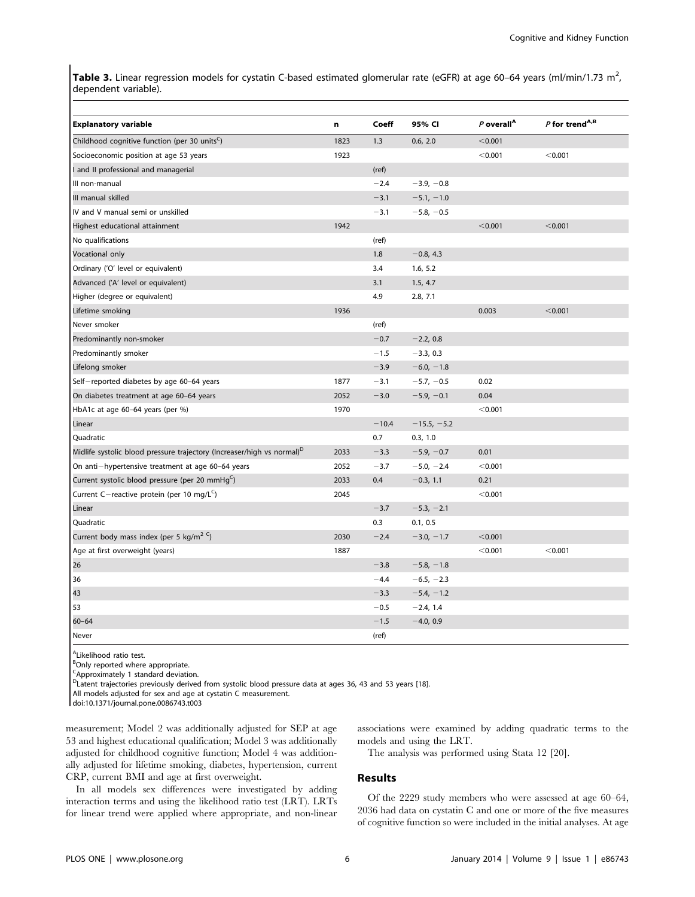**Table 3.** Linear regression models for cystatin C-based estimated glomerular rate (eGFR) at age 60–64 years (ml/min/1.73 m$^2$, dependent variable).

| Explanatory variable | n | Coeff | 95% CI | *P* overall[A] | *P* for trend[A,B] |
|---|---|---|---|---|---|
| Childhood cognitive function (per 30 units[C]) | 1823 | 1.3 | 0.6, 2.0 | <0.001 | |
| Socioeconomic position at age 53 years | 1923 | | | <0.001 | <0.001 |
| I and II professional and managerial | | (ref) | | | |
| III non-manual | | −2.4 | −3.9, −0.8 | | |
| III manual skilled | | −3.1 | −5.1, −1.0 | | |
| IV and V manual semi or unskilled | | −3.1 | −5.8, −0.5 | | |
| Highest educational attainment | 1942 | | | <0.001 | <0.001 |
| No qualifications | | (ref) | | | |
| Vocational only | | 1.8 | −0.8, 4.3 | | |
| Ordinary ('O' level or equivalent) | | 3.4 | 1.6, 5.2 | | |
| Advanced ('A' level or equivalent) | | 3.1 | 1.5, 4.7 | | |
| Higher (degree or equivalent) | | 4.9 | 2.8, 7.1 | | |
| Lifetime smoking | 1936 | | | 0.003 | <0.001 |
| Never smoker | | (ref) | | | |
| Predominantly non-smoker | | −0.7 | −2.2, 0.8 | | |
| Predominantly smoker | | −1.5 | −3.3, 0.3 | | |
| Lifelong smoker | | −3.9 | −6.0, −1.8 | | |
| Self−reported diabetes by age 60–64 years | 1877 | −3.1 | −5.7, −0.5 | 0.02 | |
| On diabetes treatment at age 60–64 years | 2052 | −3.0 | −5.9, −0.1 | 0.04 | |
| HbA1c at age 60–64 years (per %) | 1970 | | | <0.001 | |
| Linear | | −10.4 | −15.5, −5.2 | | |
| Quadratic | | 0.7 | 0.3, 1.0 | | |
| Midlife systolic blood pressure trajectory (Increaser/high vs normal)[D] | 2033 | −3.3 | −5.9, −0.7 | 0.01 | |
| On anti−hypertensive treatment at age 60–64 years | 2052 | −3.7 | −5.0, −2.4 | <0.001 | |
| Current systolic blood pressure (per 20 mmHg[C]) | 2033 | 0.4 | −0.3, 1.1 | 0.21 | |
| Current C−reactive protein (per 10 mg/L[C]) | 2045 | | | <0.001 | |
| Linear | | −3.7 | −5.3, −2.1 | | |
| Quadratic | | 0.3 | 0.1, 0.5 | | |
| Current body mass index (per 5 kg/m$^2$ [C]) | 2030 | −2.4 | −3.0, −1.7 | <0.001 | |
| Age at first overweight (years) | 1887 | | | <0.001 | <0.001 |
| 26 | | −3.8 | −5.8, −1.8 | | |
| 36 | | −4.4 | −6.5, −2.3 | | |
| 43 | | −3.3 | −5.4, −1.2 | | |
| 53 | | −0.5 | −2.4, 1.4 | | |
| 60–64 | | −1.5 | −4.0, 0.9 | | |
| Never | | (ref) | | | |

[A]Likelihood ratio test.
[B]Only reported where appropriate.
[C]Approximately 1 standard deviation.
[D]Latent trajectories previously derived from systolic blood pressure data at ages 36, 43 and 53 years [18].
All models adjusted for sex and age at cystatin C measurement.
doi:10.1371/journal.pone.0086743.t003

measurement; Model 2 was additionally adjusted for SEP at age 53 and highest educational qualification; Model 3 was additionally adjusted for childhood cognitive function; Model 4 was additionally adjusted for lifetime smoking, diabetes, hypertension, current CRP, current BMI and age at first overweight.

In all models sex differences were investigated by adding interaction terms and using the likelihood ratio test (LRT). LRTs for linear trend were applied where appropriate, and non-linear associations were examined by adding quadratic terms to the models and using the LRT.

The analysis was performed using Stata 12 [20].

## Results

Of the 2229 study members who were assessed at age 60–64, 2036 had data on cystatin C and one or more of the five measures of cognitive function so were included in the initial analyses. At age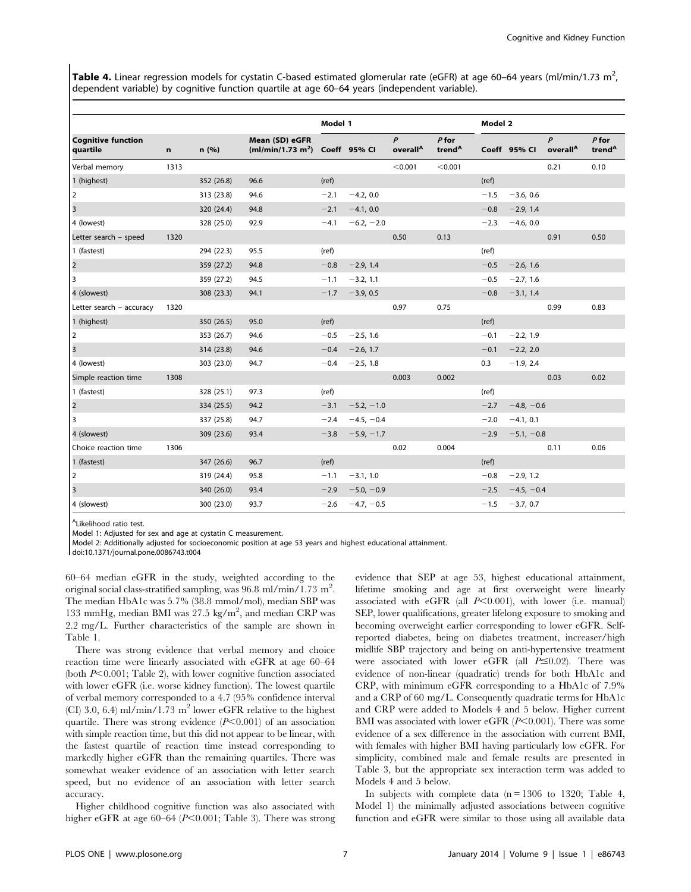**Table 4.** Linear regression models for cystatin C-based estimated glomerular rate (eGFR) at age 60–64 years (ml/min/1.73 m$^2$, dependent variable) by cognitive function quartile at age 60–64 years (independent variable).

| | | | | Model 1 | | | | Model 2 | | | |
|---|---|---|---|---|---|---|---|---|---|---|---|
| **Cognitive function quartile** | **n** | **n (%)** | **Mean (SD) eGFR (ml/min/1.73 m$^2$)** | **Coeff** | **95% CI** | ***P* overall[A]** | ***P* for trend[A]** | **Coeff** | **95% CI** | ***P* overall[A]** | ***P* for trend[A]** |
| Verbal memory | 1313 | | | | | <0.001 | <0.001 | | | 0.21 | 0.10 |
| 1 (highest) | | 352 (26.8) | 96.6 | (ref) | | | | (ref) | | | |
| 2 | | 313 (23.8) | 94.6 | −2.1 | −4.2, 0.0 | | | −1.5 | −3.6, 0.6 | | |
| 3 | | 320 (24.4) | 94.8 | −2.1 | −4.1, 0.0 | | | −0.8 | −2.9, 1.4 | | |
| 4 (lowest) | | 328 (25.0) | 92.9 | −4.1 | −6.2, −2.0 | | | −2.3 | −4.6, 0.0 | | |
| Letter search – speed | 1320 | | | | | 0.50 | 0.13 | | | 0.91 | 0.50 |
| 1 (fastest) | | 294 (22.3) | 95.5 | (ref) | | | | (ref) | | | |
| 2 | | 359 (27.2) | 94.8 | −0.8 | −2.9, 1.4 | | | −0.5 | −2.6, 1.6 | | |
| 3 | | 359 (27.2) | 94.5 | −1.1 | −3.2, 1.1 | | | −0.5 | −2.7, 1.6 | | |
| 4 (slowest) | | 308 (23.3) | 94.1 | −1.7 | −3.9, 0.5 | | | −0.8 | −3.1, 1.4 | | |
| Letter search – accuracy | 1320 | | | | | 0.97 | 0.75 | | | 0.99 | 0.83 |
| 1 (highest) | | 350 (26.5) | 95.0 | (ref) | | | | (ref) | | | |
| 2 | | 353 (26.7) | 94.6 | −0.5 | −2.5, 1.6 | | | −0.1 | −2.2, 1.9 | | |
| 3 | | 314 (23.8) | 94.6 | −0.4 | −2.6, 1.7 | | | −0.1 | −2.2, 2.0 | | |
| 4 (lowest) | | 303 (23.0) | 94.7 | −0.4 | −2.5, 1.8 | | | 0.3 | −1.9, 2.4 | | |
| Simple reaction time | 1308 | | | | | 0.003 | 0.002 | | | 0.03 | 0.02 |
| 1 (fastest) | | 328 (25.1) | 97.3 | (ref) | | | | (ref) | | | |
| 2 | | 334 (25.5) | 94.2 | −3.1 | −5.2, −1.0 | | | −2.7 | −4.8, −0.6 | | |
| 3 | | 337 (25.8) | 94.7 | −2.4 | −4.5, −0.4 | | | −2.0 | −4.1, 0.1 | | |
| 4 (slowest) | | 309 (23.6) | 93.4 | −3.8 | −5.9, −1.7 | | | −2.9 | −5.1, −0.8 | | |
| Choice reaction time | 1306 | | | | | 0.02 | 0.004 | | | 0.11 | 0.06 |
| 1 (fastest) | | 347 (26.6) | 96.7 | (ref) | | | | (ref) | | | |
| 2 | | 319 (24.4) | 95.8 | −1.1 | −3.1, 1.0 | | | −0.8 | −2.9, 1.2 | | |
| 3 | | 340 (26.0) | 93.4 | −2.9 | −5.0, −0.9 | | | −2.5 | −4.5, −0.4 | | |
| 4 (slowest) | | 300 (23.0) | 93.7 | −2.6 | −4.7, −0.5 | | | −1.5 | −3.7, 0.7 | | |

[A]Likelihood ratio test.

Model 1: Adjusted for sex and age at cystatin C measurement.

Model 2: Additionally adjusted for socioeconomic position at age 53 years and highest educational attainment.

doi:10.1371/journal.pone.0086743.t004

60–64 median eGFR in the study, weighted according to the original social class-stratified sampling, was 96.8 ml/min/1.73 m$^2$. The median HbA1c was 5.7% (38.8 mmol/mol), median SBP was 133 mmHg, median BMI was 27.5 kg/m$^2$, and median CRP was 2.2 mg/L. Further characteristics of the sample are shown in Table 1.

There was strong evidence that verbal memory and choice reaction time were linearly associated with eGFR at age 60–64 (both $P<0.001$; Table 2), with lower cognitive function associated with lower eGFR (i.e. worse kidney function). The lowest quartile of verbal memory corresponded to a 4.7 (95% confidence interval (CI) 3.0, 6.4) ml/min/1.73 m$^2$ lower eGFR relative to the highest quartile. There was strong evidence ($P<0.001$) of an association with simple reaction time, but this did not appear to be linear, with the fastest quartile of reaction time instead corresponding to markedly higher eGFR than the remaining quartiles. There was somewhat weaker evidence of an association with letter search speed, but no evidence of an association with letter search accuracy.

Higher childhood cognitive function was also associated with higher eGFR at age 60–64 ($P<0.001$; Table 3). There was strong evidence that SEP at age 53, highest educational attainment, lifetime smoking and age at first overweight were linearly associated with eGFR (all $P<0.001$), with lower (i.e. manual) SEP, lower qualifications, greater lifelong exposure to smoking and becoming overweight earlier corresponding to lower eGFR. Self-reported diabetes, being on diabetes treatment, increaser/high midlife SBP trajectory and being on anti-hypertensive treatment were associated with lower eGFR (all $P\leq0.02$). There was evidence of non-linear (quadratic) trends for both HbA1c and CRP, with minimum eGFR corresponding to a HbA1c of 7.9% and a CRP of 60 mg/L. Consequently quadratic terms for HbA1c and CRP were added to Models 4 and 5 below. Higher current BMI was associated with lower eGFR ($P<0.001$). There was some evidence of a sex difference in the association with current BMI, with females with higher BMI having particularly low eGFR. For simplicity, combined male and female results are presented in Table 3, but the appropriate sex interaction term was added to Models 4 and 5 below.

In subjects with complete data (n = 1306 to 1320; Table 4, Model 1) the minimally adjusted associations between cognitive function and eGFR were similar to those using all available data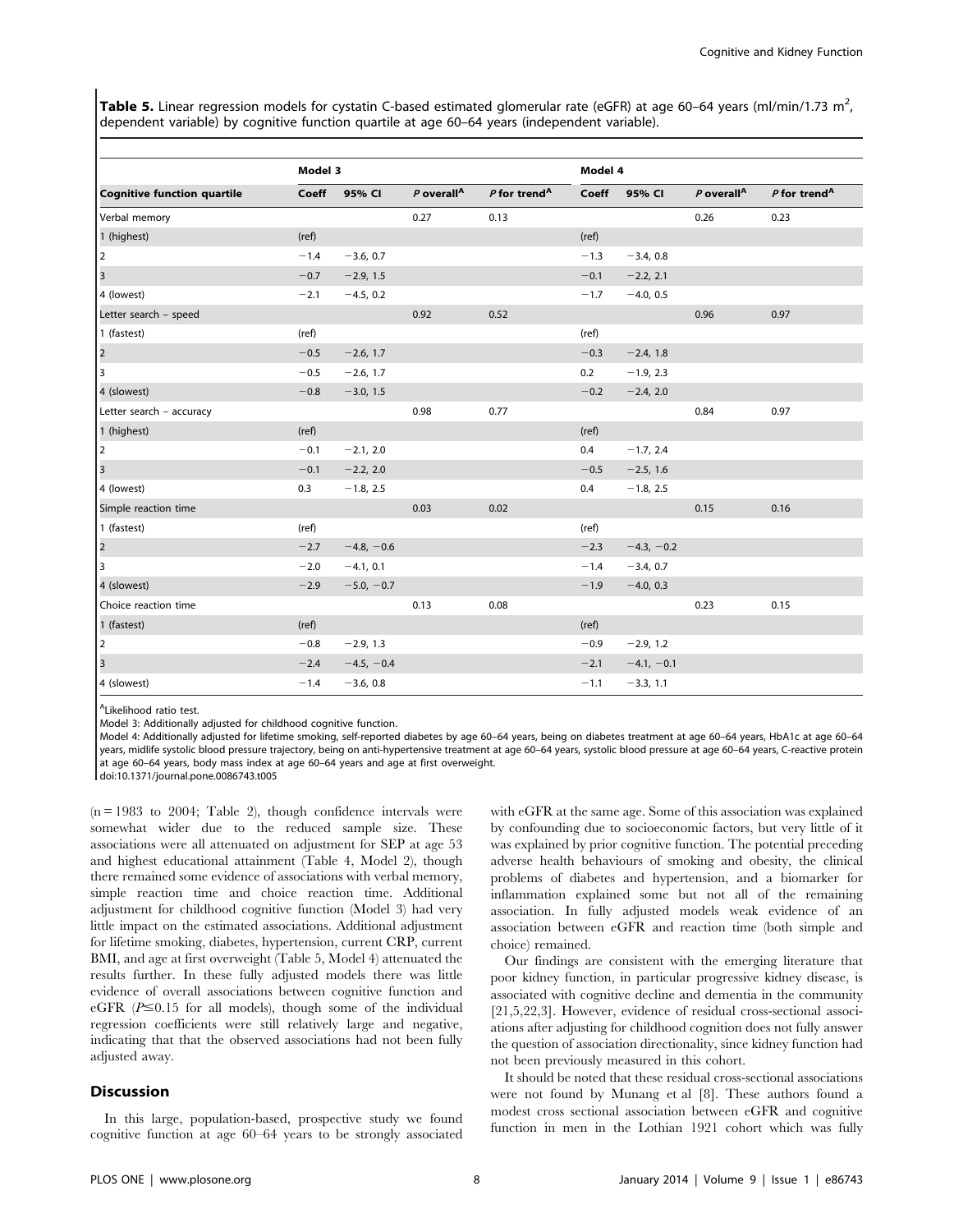**Table 5.** Linear regression models for cystatin C-based estimated glomerular rate (eGFR) at age 60–64 years (ml/min/1.73 m$^2$, dependent variable) by cognitive function quartile at age 60–64 years (independent variable).

| | Model 3 | | | | Model 4 | | | |
|---|---|---|---|---|---|---|---|---|
| **Cognitive function quartile** | **Coeff** | **95% CI** | ***P* overall**[A] | ***P* for trend**[A] | **Coeff** | **95% CI** | ***P* overall**[A] | ***P* for trend**[A] |
| Verbal memory | | | 0.27 | 0.13 | | | 0.26 | 0.23 |
| 1 (highest) | (ref) | | | | (ref) | | | |
| 2 | −1.4 | −3.6, 0.7 | | | −1.3 | −3.4, 0.8 | | |
| 3 | −0.7 | −2.9, 1.5 | | | −0.1 | −2.2, 2.1 | | |
| 4 (lowest) | −2.1 | −4.5, 0.2 | | | −1.7 | −4.0, 0.5 | | |
| Letter search – speed | | | 0.92 | 0.52 | | | 0.96 | 0.97 |
| 1 (fastest) | (ref) | | | | (ref) | | | |
| 2 | −0.5 | −2.6, 1.7 | | | −0.3 | −2.4, 1.8 | | |
| 3 | −0.5 | −2.6, 1.7 | | | 0.2 | −1.9, 2.3 | | |
| 4 (slowest) | −0.8 | −3.0, 1.5 | | | −0.2 | −2.4, 2.0 | | |
| Letter search – accuracy | | | 0.98 | 0.77 | | | 0.84 | 0.97 |
| 1 (highest) | (ref) | | | | (ref) | | | |
| 2 | −0.1 | −2.1, 2.0 | | | 0.4 | −1.7, 2.4 | | |
| 3 | −0.1 | −2.2, 2.0 | | | −0.5 | −2.5, 1.6 | | |
| 4 (lowest) | 0.3 | −1.8, 2.5 | | | 0.4 | −1.8, 2.5 | | |
| Simple reaction time | | | 0.03 | 0.02 | | | 0.15 | 0.16 |
| 1 (fastest) | (ref) | | | | (ref) | | | |
| 2 | −2.7 | −4.8, −0.6 | | | −2.3 | −4.3, −0.2 | | |
| 3 | −2.0 | −4.1, 0.1 | | | −1.4 | −3.4, 0.7 | | |
| 4 (slowest) | −2.9 | −5.0, −0.7 | | | −1.9 | −4.0, 0.3 | | |
| Choice reaction time | | | 0.13 | 0.08 | | | 0.23 | 0.15 |
| 1 (fastest) | (ref) | | | | (ref) | | | |
| 2 | −0.8 | −2.9, 1.3 | | | −0.9 | −2.9, 1.2 | | |
| 3 | −2.4 | −4.5, −0.4 | | | −2.1 | −4.1, −0.1 | | |
| 4 (slowest) | −1.4 | −3.6, 0.8 | | | −1.1 | −3.3, 1.1 | | |

[A]Likelihood ratio test.
Model 3: Additionally adjusted for childhood cognitive function.
Model 4: Additionally adjusted for lifetime smoking, self-reported diabetes by age 60–64 years, being on diabetes treatment at age 60–64 years, HbA1c at age 60–64 years, midlife systolic blood pressure trajectory, being on anti-hypertensive treatment at age 60–64 years, systolic blood pressure at age 60–64 years, C-reactive protein at age 60–64 years, body mass index at age 60–64 years and age at first overweight.
doi:10.1371/journal.pone.0086743.t005

(n = 1983 to 2004; Table 2), though confidence intervals were somewhat wider due to the reduced sample size. These associations were all attenuated on adjustment for SEP at age 53 and highest educational attainment (Table 4, Model 2), though there remained some evidence of associations with verbal memory, simple reaction time and choice reaction time. Additional adjustment for childhood cognitive function (Model 3) had very little impact on the estimated associations. Additional adjustment for lifetime smoking, diabetes, hypertension, current CRP, current BMI, and age at first overweight (Table 5, Model 4) attenuated the results further. In these fully adjusted models there was little evidence of overall associations between cognitive function and eGFR ($P \leq 0.15$ for all models), though some of the individual regression coefficients were still relatively large and negative, indicating that that the observed associations had not been fully adjusted away.

## Discussion

In this large, population-based, prospective study we found cognitive function at age 60–64 years to be strongly associated with eGFR at the same age. Some of this association was explained by confounding due to socioeconomic factors, but very little of it was explained by prior cognitive function. The potential preceding adverse health behaviours of smoking and obesity, the clinical problems of diabetes and hypertension, and a biomarker for inflammation explained some but not all of the remaining association. In fully adjusted models weak evidence of an association between eGFR and reaction time (both simple and choice) remained.

Our findings are consistent with the emerging literature that poor kidney function, in particular progressive kidney disease, is associated with cognitive decline and dementia in the community [21,5,22,3]. However, evidence of residual cross-sectional associations after adjusting for childhood cognition does not fully answer the question of association directionality, since kidney function had not been previously measured in this cohort.

It should be noted that these residual cross-sectional associations were not found by Munang et al [8]. These authors found a modest cross sectional association between eGFR and cognitive function in men in the Lothian 1921 cohort which was fully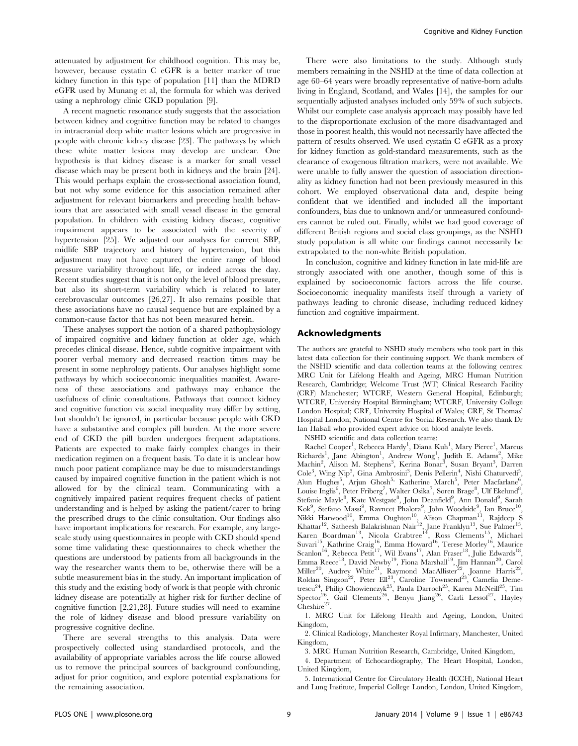attenuated by adjustment for childhood cognition. This may be, however, because cystatin C eGFR is a better marker of true kidney function in this type of population [11] than the MDRD eGFR used by Munang et al, the formula for which was derived using a nephrology clinic CKD population [9].

A recent magnetic resonance study suggests that the association between kidney and cognitive function may be related to changes in intracranial deep white matter lesions which are progressive in people with chronic kidney disease [23]. The pathways by which these white matter lesions may develop are unclear. One hypothesis is that kidney disease is a marker for small vessel disease which may be present both in kidneys and the brain [24]. This would perhaps explain the cross-sectional association found, but not why some evidence for this association remained after adjustment for relevant biomarkers and preceding health behaviours that are associated with small vessel disease in the general population. In children with existing kidney disease, cognitive impairment appears to be associated with the severity of hypertension [25]. We adjusted our analyses for current SBP, midlife SBP trajectory and history of hypertension, but this adjustment may not have captured the entire range of blood pressure variability throughout life, or indeed across the day. Recent studies suggest that it is not only the level of blood pressure, but also its short-term variability which is related to later cerebrovascular outcomes [26,27]. It also remains possible that these associations have no causal sequence but are explained by a common-cause factor that has not been measured herein.

These analyses support the notion of a shared pathophysiology of impaired cognitive and kidney function at older age, which precedes clinical disease. Hence, subtle cognitive impairment with poorer verbal memory and decreased reaction times may be present in some nephrology patients. Our analyses highlight some pathways by which socioeconomic inequalities manifest. Awareness of these associations and pathways may enhance the usefulness of clinic consultations. Pathways that connect kidney and cognitive function via social inequality may differ by setting, but shouldn't be ignored, in particular because people with CKD have a substantive and complex pill burden. At the more severe end of CKD the pill burden undergoes frequent adaptations. Patients are expected to make fairly complex changes in their medication regimen on a frequent basis. To date it is unclear how much poor patient compliance may be due to misunderstandings caused by impaired cognitive function in the patient which is not allowed for by the clinical team. Communicating with a cognitively impaired patient requires frequent checks of patient understanding and is helped by asking the patient/carer to bring the prescribed drugs to the clinic consultation. Our findings also have important implications for research. For example, any large-scale study using questionnaires in people with CKD should spend some time validating these questionnaires to check whether the questions are understood by patients from all backgrounds in the way the researcher wants them to be, otherwise there will be a subtle measurement bias in the study. An important implication of this study and the existing body of work is that people with chronic kidney disease are potentially at higher risk for further decline of cognitive function [2,21,28]. Future studies will need to examine the role of kidney disease and blood pressure variability on progressive cognitive decline.

There are several strengths to this analysis. Data were prospectively collected using standardised protocols, and the availability of appropriate variables across the life course allowed us to remove the principal sources of background confounding, adjust for prior cognition, and explore potential explanations for the remaining association.

There were also limitations to the study. Although study members remaining in the NSHD at the time of data collection at age 60–64 years were broadly representative of native-born adults living in England, Scotland, and Wales [14], the samples for our sequentially adjusted analyses included only 59% of such subjects. Whilst our complete case analysis approach may possibly have led to the disproportionate exclusion of the more disadvantaged and those in poorest health, this would not necessarily have affected the pattern of results observed. We used cystatin C eGFR as a proxy for kidney function as gold-standard measurements, such as the clearance of exogenous filtration markers, were not available. We were unable to fully answer the question of association directionality as kidney function had not been previously measured in this cohort. We employed observational data and, despite being confident that we identified and included all the important confounders, bias due to unknown and/or unmeasured confounders cannot be ruled out. Finally, whilst we had good coverage of different British regions and social class groupings, as the NSHD study population is all white our findings cannot necessarily be extrapolated to the non-white British population.

In conclusion, cognitive and kidney function in late mid-life are strongly associated with one another, though some of this is explained by socioeconomic factors across the life course. Socioeconomic inequality manifests itself through a variety of pathways leading to chronic disease, including reduced kidney function and cognitive impairment.

## Acknowledgments

The authors are grateful to NSHD study members who took part in this latest data collection for their continuing support. We thank members of the NSHD scientific and data collection teams at the following centres: MRC Unit for Lifelong Health and Ageing, MRC Human Nutrition Research, Cambridge; Welcome Trust (WT) Clinical Research Facility (CRF) Manchester; WTCRF, Western General Hospital, Edinburgh; WTCRF, University Hospital Birmingham; WTCRF, University College London Hospital; CRF, University Hospital of Wales; CRF, St Thomas' Hospital London; National Centre for Social Research. We also thank Dr Ian Halsall who provided expert advice on blood analyte levels.

NSHD scientific and data collection teams:

Rachel Cooper[1], Rebecca Hardy[1], Diana Kuh[1], Mary Pierce[1], Marcus Richards[1], Jane Abington[1], Andrew Wong[1], Judith E. Adams[2], Mike Machin[2], Alison M. Stephens[3], Kerina Bonar[3], Susan Bryant[3], Darren Cole[3], Wing Nip[3], Gina Ambrosini[3], Denis Pellerin[4], Nishi Chaturvedi[5], Alun Hughes[5], Arjun Ghosh[5], Katherine March[5], Peter Macfarlane[6], Louise Inglis[6], Peter Friberg[7], Walter Osika[7], Soren Brage[8], Ulf Ekelund[8], Stefanie Mayle[8], Kate Westgate[8], John Deanfield[9], Ann Donald[9], Sarah Kok[9], Stefano Massi[9], Ravneet Phalora[9], John Woodside[9], Ian Bruce[10], Nikki Harwood[10], Emma Oughton[10], Alison Chapman[11], Rajdeep S Khattar[12], Satheesh Balakrishnan Nair[12], Jane Franklyn[13], Sue Palmer[13], Karen Boardman[13], Nicola Crabtree[14], Ross Clements[15], Michael Suvari[15], Kathrine Craig[16], Emma Howard[16], Terese Morley[16], Maurice Scanlon[16], Rebecca Petit[17], Wil Evans[17], Alan Fraser[18], Julie Edwards[18], Emma Reece[18], David Newby[19], Fiona Marshall[19], Jim Hannan[20], Carol Miller[20], Audrey White[21], Raymond MacAllister[22], Joanne Harris[22], Roldan Singzon[22], Peter Ell[23], Caroline Townsend[23], Camelia Demetrescu[24], Philip Chowienczyk[25], Paula Darroch[25], Karen McNeill[25], Tim Spector[26], Gail Clements[26], Benyu Jiang[26], Carli Lessof[27], Hayley Cheshire[27].

1. MRC Unit for Lifelong Health and Ageing, London, United Kingdom,

2. Clinical Radiology, Manchester Royal Infirmary, Manchester, United Kingdom,

3. MRC Human Nutrition Research, Cambridge, United Kingdom,

4. Department of Echocardiography, The Heart Hospital, London, United Kingdom,

5. International Centre for Circulatory Health (ICCH), National Heart and Lung Institute, Imperial College London, London, United Kingdom,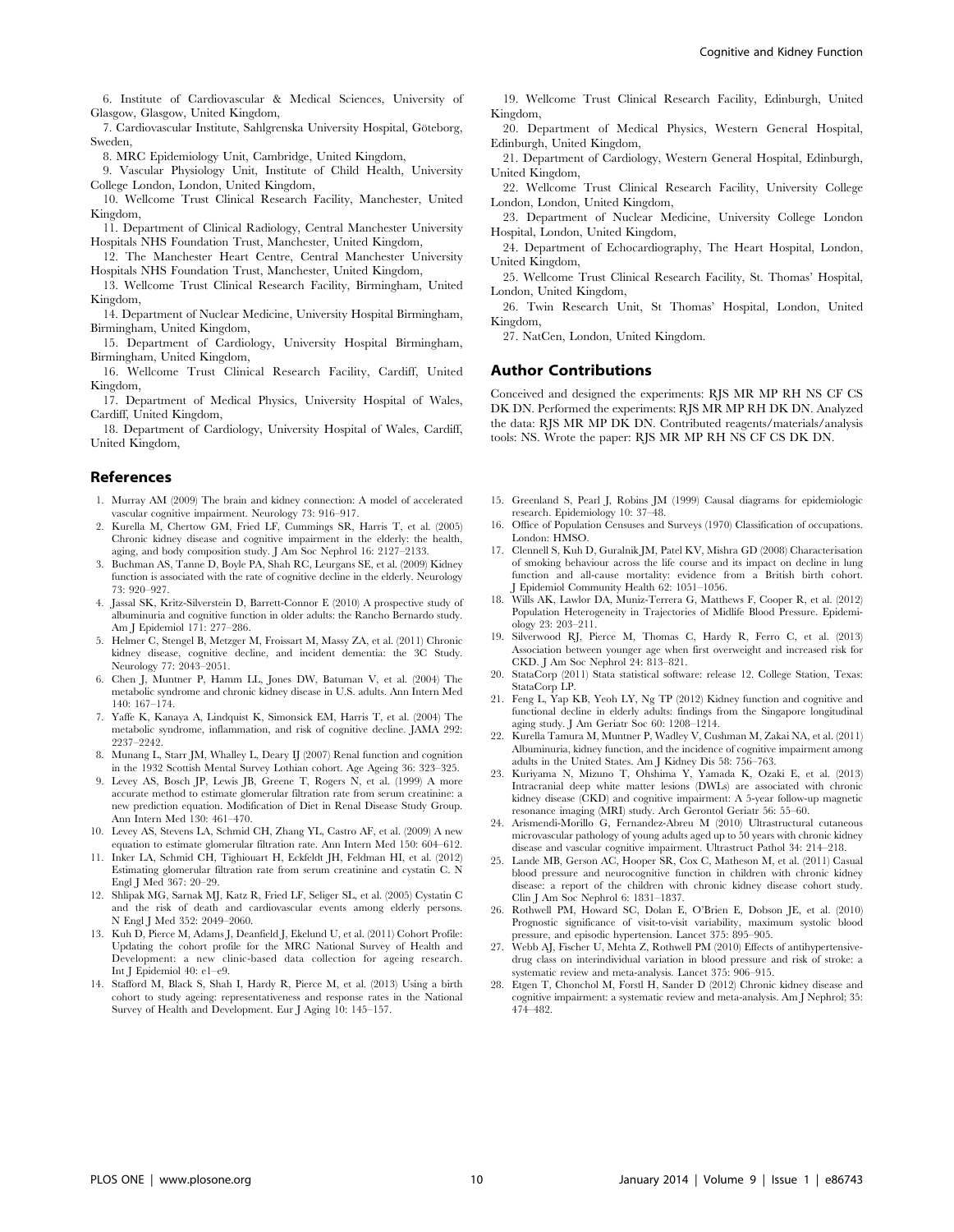6. Institute of Cardiovascular & Medical Sciences, University of Glasgow, Glasgow, United Kingdom,

7. Cardiovascular Institute, Sahlgrenska University Hospital, Göteborg, Sweden,

8. MRC Epidemiology Unit, Cambridge, United Kingdom,

9. Vascular Physiology Unit, Institute of Child Health, University College London, London, United Kingdom,

10. Wellcome Trust Clinical Research Facility, Manchester, United Kingdom,

11. Department of Clinical Radiology, Central Manchester University Hospitals NHS Foundation Trust, Manchester, United Kingdom,

12. The Manchester Heart Centre, Central Manchester University Hospitals NHS Foundation Trust, Manchester, United Kingdom,

13. Wellcome Trust Clinical Research Facility, Birmingham, United Kingdom,

14. Department of Nuclear Medicine, University Hospital Birmingham, Birmingham, United Kingdom,

15. Department of Cardiology, University Hospital Birmingham, Birmingham, United Kingdom,

16. Wellcome Trust Clinical Research Facility, Cardiff, United Kingdom,

17. Department of Medical Physics, University Hospital of Wales, Cardiff, United Kingdom,

18. Department of Cardiology, University Hospital of Wales, Cardiff, United Kingdom,

19. Wellcome Trust Clinical Research Facility, Edinburgh, United Kingdom,

20. Department of Medical Physics, Western General Hospital, Edinburgh, United Kingdom,

21. Department of Cardiology, Western General Hospital, Edinburgh, United Kingdom,

22. Wellcome Trust Clinical Research Facility, University College London, London, United Kingdom,

23. Department of Nuclear Medicine, University College London Hospital, London, United Kingdom,

24. Department of Echocardiography, The Heart Hospital, London, United Kingdom,

25. Wellcome Trust Clinical Research Facility, St. Thomas' Hospital, London, United Kingdom,

26. Twin Research Unit, St Thomas' Hospital, London, United Kingdom,

27. NatCen, London, United Kingdom.

## Author Contributions

Conceived and designed the experiments: RJS MR MP RH NS CF CS DK DN. Performed the experiments: RJS MR MP RH DK DN. Analyzed the data: RJS MR MP DK DN. Contributed reagents/materials/analysis tools: NS. Wrote the paper: RJS MR MP RH NS CF CS DK DN.

## References

1. Murray AM (2009) The brain and kidney connection: A model of accelerated vascular cognitive impairment. Neurology 73: 916–917.
2. Kurella M, Chertow GM, Fried LF, Cummings SR, Harris T, et al. (2005) Chronic kidney disease and cognitive impairment in the elderly: the health, aging, and body composition study. J Am Soc Nephrol 16: 2127–2133.
3. Buchman AS, Tanne D, Boyle PA, Shah RC, Leurgans SE, et al. (2009) Kidney function is associated with the rate of cognitive decline in the elderly. Neurology 73: 920–927.
4. Jassal SK, Kritz-Silverstein D, Barrett-Connor E (2010) A prospective study of albuminuria and cognitive function in older adults: the Rancho Bernardo study. Am J Epidemiol 171: 277–286.
5. Helmer C, Stengel B, Metzger M, Froissart M, Massy ZA, et al. (2011) Chronic kidney disease, cognitive decline, and incident dementia: the 3C Study. Neurology 77: 2043–2051.
6. Chen J, Muntner P, Hamm LL, Jones DW, Batuman V, et al. (2004) The metabolic syndrome and chronic kidney disease in U.S. adults. Ann Intern Med 140: 167–174.
7. Yaffe K, Kanaya A, Lindquist K, Simonsick EM, Harris T, et al. (2004) The metabolic syndrome, inflammation, and risk of cognitive decline. JAMA 292: 2237–2242.
8. Munang L, Starr JM, Whalley L, Deary IJ (2007) Renal function and cognition in the 1932 Scottish Mental Survey Lothian cohort. Age Ageing 36: 323–325.
9. Levey AS, Bosch JP, Lewis JB, Greene T, Rogers N, et al. (1999) A more accurate method to estimate glomerular filtration rate from serum creatinine: a new prediction equation. Modification of Diet in Renal Disease Study Group. Ann Intern Med 130: 461–470.
10. Levey AS, Stevens LA, Schmid CH, Zhang YL, Castro AF, et al. (2009) A new equation to estimate glomerular filtration rate. Ann Intern Med 150: 604–612.
11. Inker LA, Schmid CH, Tighiouart H, Eckfeldt JH, Feldman HI, et al. (2012) Estimating glomerular filtration rate from serum creatinine and cystatin C. N Engl J Med 367: 20–29.
12. Shlipak MG, Sarnak MJ, Katz R, Fried LF, Seliger SL, et al. (2005) Cystatin C and the risk of death and cardiovascular events among elderly persons. N Engl J Med 352: 2049–2060.
13. Kuh D, Pierce M, Adams J, Deanfield J, Ekelund U, et al. (2011) Cohort Profile: Updating the cohort profile for the MRC National Survey of Health and Development: a new clinic-based data collection for ageing research. Int J Epidemiol 40: e1–e9.
14. Stafford M, Black S, Shah I, Hardy R, Pierce M, et al. (2013) Using a birth cohort to study ageing: representativeness and response rates in the National Survey of Health and Development. Eur J Aging 10: 145–157.
15. Greenland S, Pearl J, Robins JM (1999) Causal diagrams for epidemiologic research. Epidemiology 10: 37–48.
16. Office of Population Censuses and Surveys (1970) Classification of occupations. London: HMSO.
17. Clennell S, Kuh D, Guralnik JM, Patel KV, Mishra GD (2008) Characterisation of smoking behaviour across the life course and its impact on decline in lung function and all-cause mortality: evidence from a British birth cohort. J Epidemiol Community Health 62: 1051–1056.
18. Wills AK, Lawlor DA, Muniz-Terrera G, Matthews F, Cooper R, et al. (2012) Population Heterogeneity in Trajectories of Midlife Blood Pressure. Epidemiology 23: 203–211.
19. Silverwood RJ, Pierce M, Thomas C, Hardy R, Ferro C, et al. (2013) Association between younger age when first overweight and increased risk for CKD. J Am Soc Nephrol 24: 813–821.
20. StataCorp (2011) Stata statistical software: release 12. College Station, Texas: StataCorp LP.
21. Feng L, Yap KB, Yeoh LY, Ng TP (2012) Kidney function and cognitive and functional decline in elderly adults: findings from the Singapore longitudinal aging study. J Am Geriatr Soc 60: 1208–1214.
22. Kurella Tamura M, Muntner P, Wadley V, Cushman M, Zakai NA, et al. (2011) Albuminuria, kidney function, and the incidence of cognitive impairment among adults in the United States. Am J Kidney Dis 58: 756–763.
23. Kuriyama N, Mizuno T, Ohshima Y, Yamada K, Ozaki E, et al. (2013) Intracranial deep white matter lesions (DWLs) are associated with chronic kidney disease (CKD) and cognitive impairment: A 5-year follow-up magnetic resonance imaging (MRI) study. Arch Gerontol Geriatr 56: 55–60.
24. Arismendi-Morillo G, Fernandez-Abreu M (2010) Ultrastructural cutaneous microvascular pathology of young adults aged up to 50 years with chronic kidney disease and vascular cognitive impairment. Ultrastruct Pathol 34: 214–218.
25. Lande MB, Gerson AC, Hooper SR, Cox C, Matheson M, et al. (2011) Casual blood pressure and neurocognitive function in children with chronic kidney disease: a report of the children with chronic kidney disease cohort study. Clin J Am Soc Nephrol 6: 1831–1837.
26. Rothwell PM, Howard SC, Dolan E, O'Brien E, Dobson JE, et al. (2010) Prognostic significance of visit-to-visit variability, maximum systolic blood pressure, and episodic hypertension. Lancet 375: 895–905.
27. Webb AJ, Fischer U, Mehta Z, Rothwell PM (2010) Effects of antihypertensive-drug class on interindividual variation in blood pressure and risk of stroke: a systematic review and meta-analysis. Lancet 375: 906–915.
28. Etgen T, Chonchol M, Forstl H, Sander D (2012) Chronic kidney disease and cognitive impairment: a systematic review and meta-analysis. Am J Nephrol; 35: 474–482.